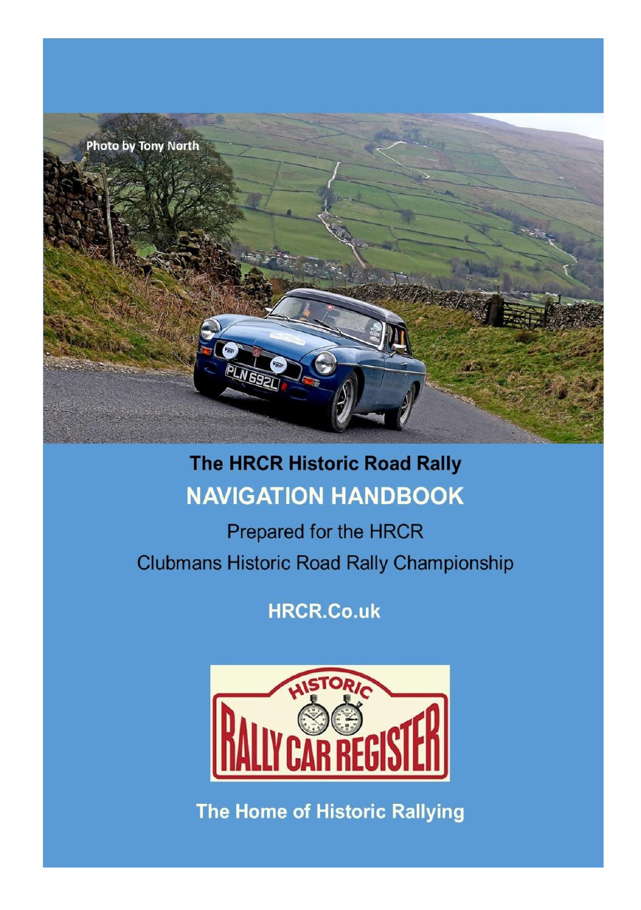Photo by Tony North

# The HRCR Historic Road Rally

## NAVIGATION HANDBOOK

Prepared for the HRCR

Clubmans Historic Road Rally Championship

**HRCR.Co.uk**

**The Home of Historic Rallying**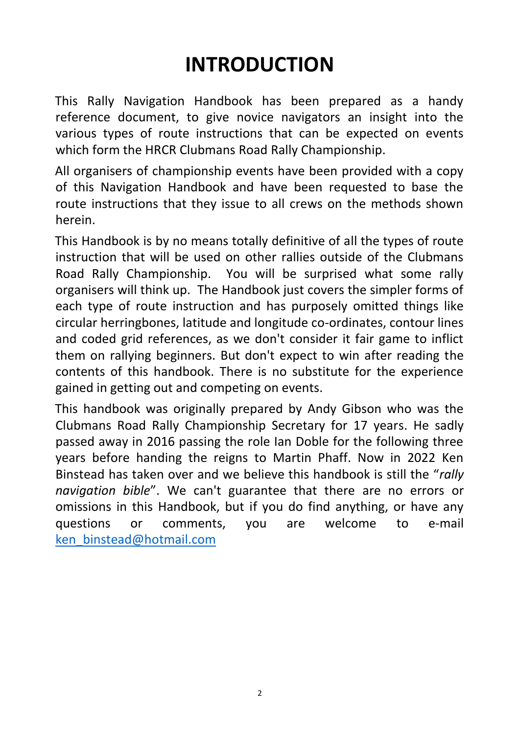# INTRODUCTION

This Rally Navigation Handbook has been prepared as a handy reference document, to give novice navigators an insight into the various types of route instructions that can be expected on events which form the HRCR Clubmans Road Rally Championship.

All organisers of championship events have been provided with a copy of this Navigation Handbook and have been requested to base the route instructions that they issue to all crews on the methods shown herein.

This Handbook is by no means totally definitive of all the types of route instruction that will be used on other rallies outside of the Clubmans Road Rally Championship. You will be surprised what some rally organisers will think up. The Handbook just covers the simpler forms of each type of route instruction and has purposely omitted things like circular herringbones, latitude and longitude co-ordinates, contour lines and coded grid references, as we don't consider it fair game to inflict them on rallying beginners. But don't expect to win after reading the contents of this handbook. There is no substitute for the experience gained in getting out and competing on events.

This handbook was originally prepared by Andy Gibson who was the Clubmans Road Rally Championship Secretary for 17 years. He sadly passed away in 2016 passing the role Ian Doble for the following three years before handing the reigns to Martin Phaff. Now in 2022 Ken Binstead has taken over and we believe this handbook is still the "*rally navigation bible*". We can't guarantee that there are no errors or omissions in this Handbook, but if you do find anything, or have any questions or comments, you are welcome to e-mail ken_binstead@hotmail.com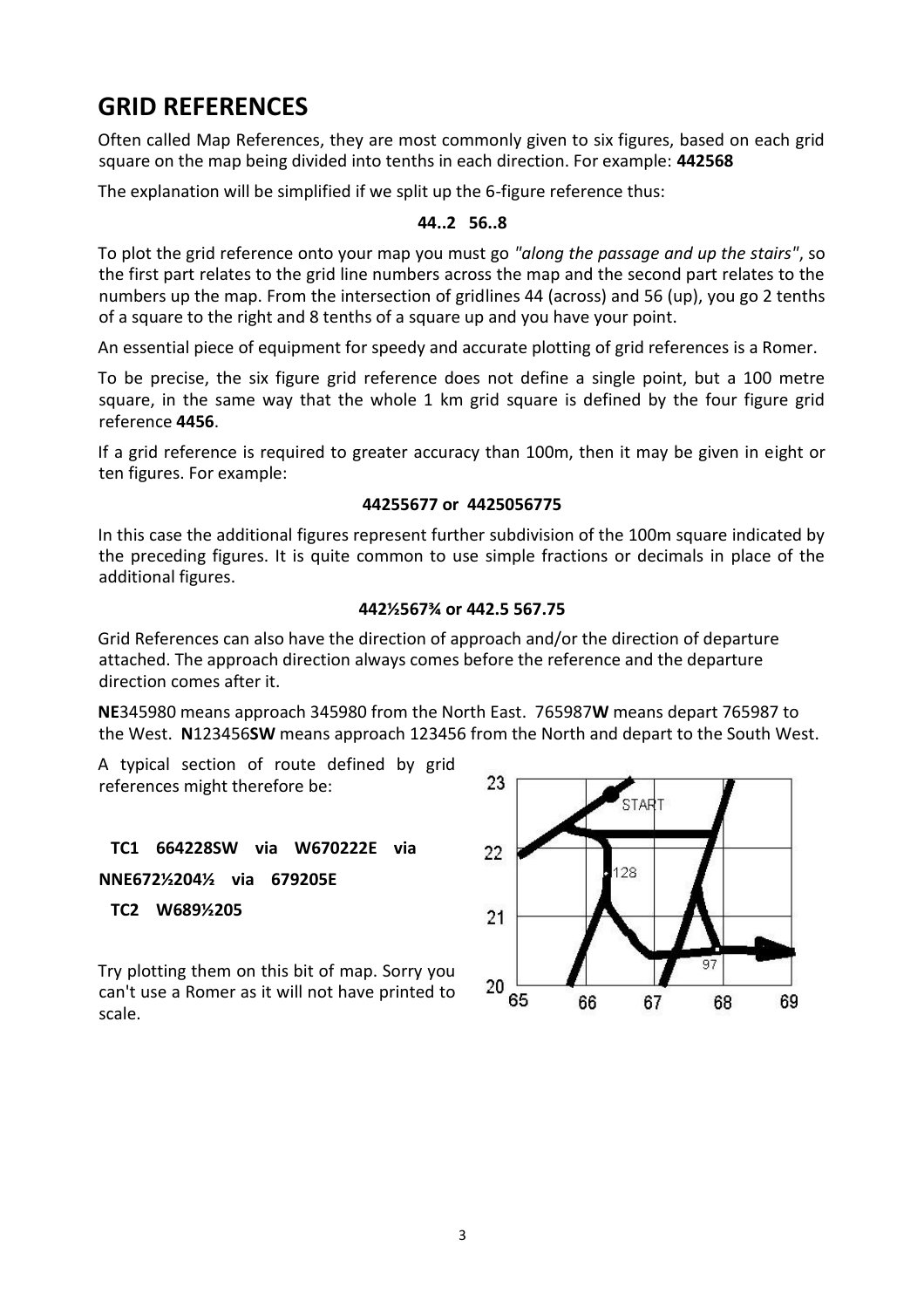## GRID REFERENCES

Often called Map References, they are most commonly given to six figures, based on each grid square on the map being divided into tenths in each direction. For example: **442568**

The explanation will be simplified if we split up the 6-figure reference thus:

**44..2 56..8**

To plot the grid reference onto your map you must go *"along the passage and up the stairs"*, so the first part relates to the grid line numbers across the map and the second part relates to the numbers up the map. From the intersection of gridlines 44 (across) and 56 (up), you go 2 tenths of a square to the right and 8 tenths of a square up and you have your point.

An essential piece of equipment for speedy and accurate plotting of grid references is a Romer.

To be precise, the six figure grid reference does not define a single point, but a 100 metre square, in the same way that the whole 1 km grid square is defined by the four figure grid reference **4456**.

If a grid reference is required to greater accuracy than 100m, then it may be given in eight or ten figures. For example:

**44255677 or 4425056775**

In this case the additional figures represent further subdivision of the 100m square indicated by the preceding figures. It is quite common to use simple fractions or decimals in place of the additional figures.

**442½567¾ or 442.5 567.75**

Grid References can also have the direction of approach and/or the direction of departure attached. The approach direction always comes before the reference and the departure direction comes after it.

**NE**345980 means approach 345980 from the North East. 765987**W** means depart 765987 to the West. **N**123456**SW** means approach 123456 from the North and depart to the South West.

A typical section of route defined by grid references might therefore be:

**TC1 664228SW via W670222E via NNE672½204½ via 679205E**

**TC2 W689½205**

Try plotting them on this bit of map. Sorry you can't use a Romer as it will not have printed to scale.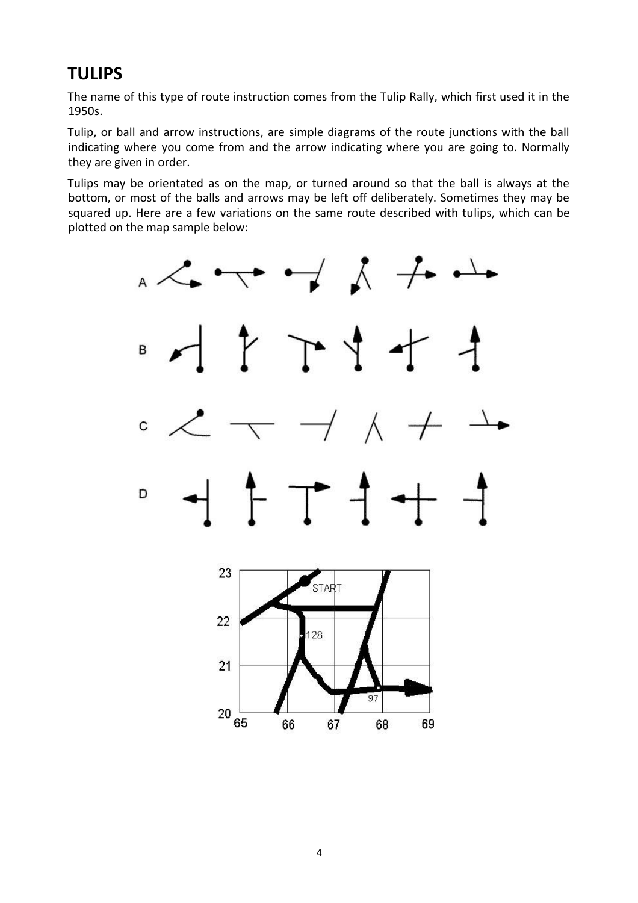## TULIPS

The name of this type of route instruction comes from the Tulip Rally, which first used it in the 1950s.

Tulip, or ball and arrow instructions, are simple diagrams of the route junctions with the ball indicating where you come from and the arrow indicating where you are going to. Normally they are given in order.

Tulips may be orientated as on the map, or turned around so that the ball is always at the bottom, or most of the balls and arrows may be left off deliberately. Sometimes they may be squared up. Here are a few variations on the same route described with tulips, which can be plotted on the map sample below: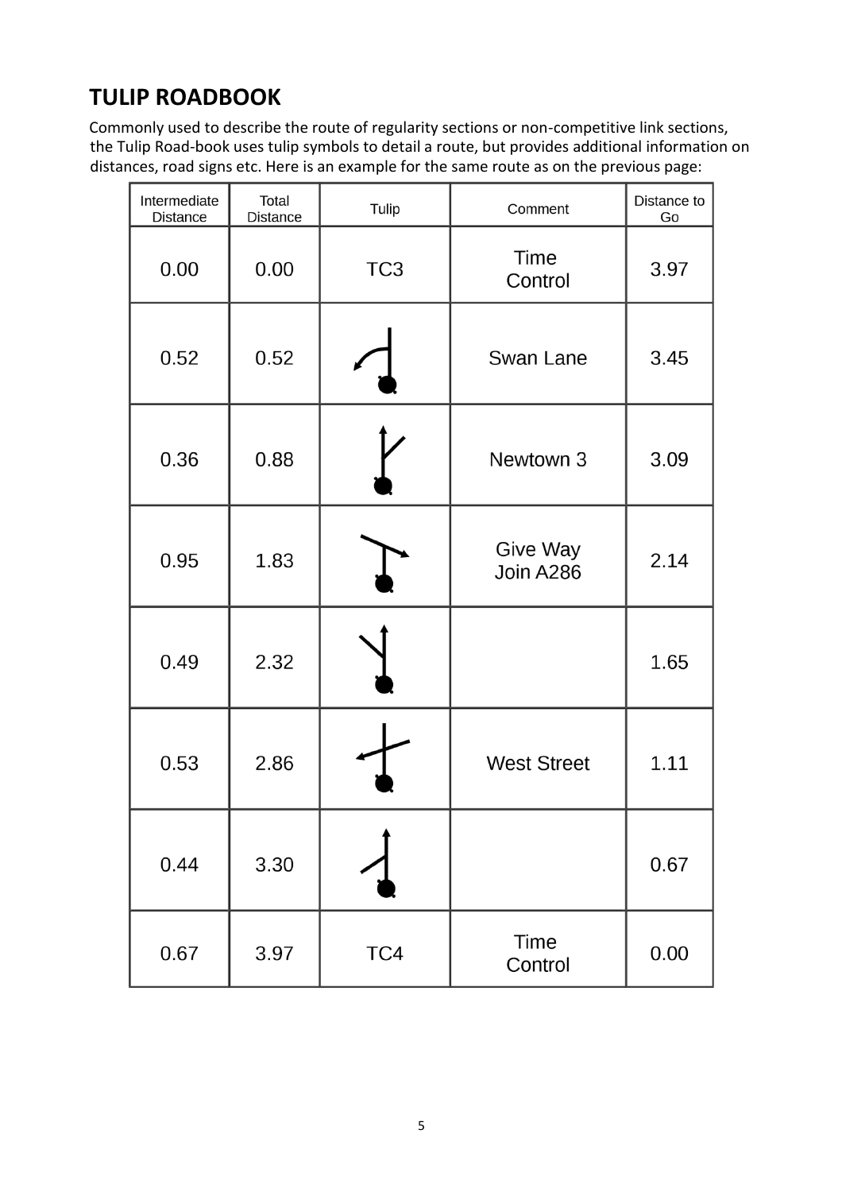## TULIP ROADBOOK

Commonly used to describe the route of regularity sections or non-competitive link sections, the Tulip Road-book uses tulip symbols to detail a route, but provides additional information on distances, road signs etc. Here is an example for the same route as on the previous page:

| Intermediate Distance | Total Distance | Tulip | Comment | Distance to Go |
|---|---|---|---|---|
| 0.00 | 0.00 | TC3 | Time Control | 3.97 |
| 0.52 | 0.52 | | Swan Lane | 3.45 |
| 0.36 | 0.88 | | Newtown 3 | 3.09 |
| 0.95 | 1.83 | | Give Way Join A286 | 2.14 |
| 0.49 | 2.32 | | | 1.65 |
| 0.53 | 2.86 | | West Street | 1.11 |
| 0.44 | 3.30 | | | 0.67 |
| 0.67 | 3.97 | TC4 | Time Control | 0.00 |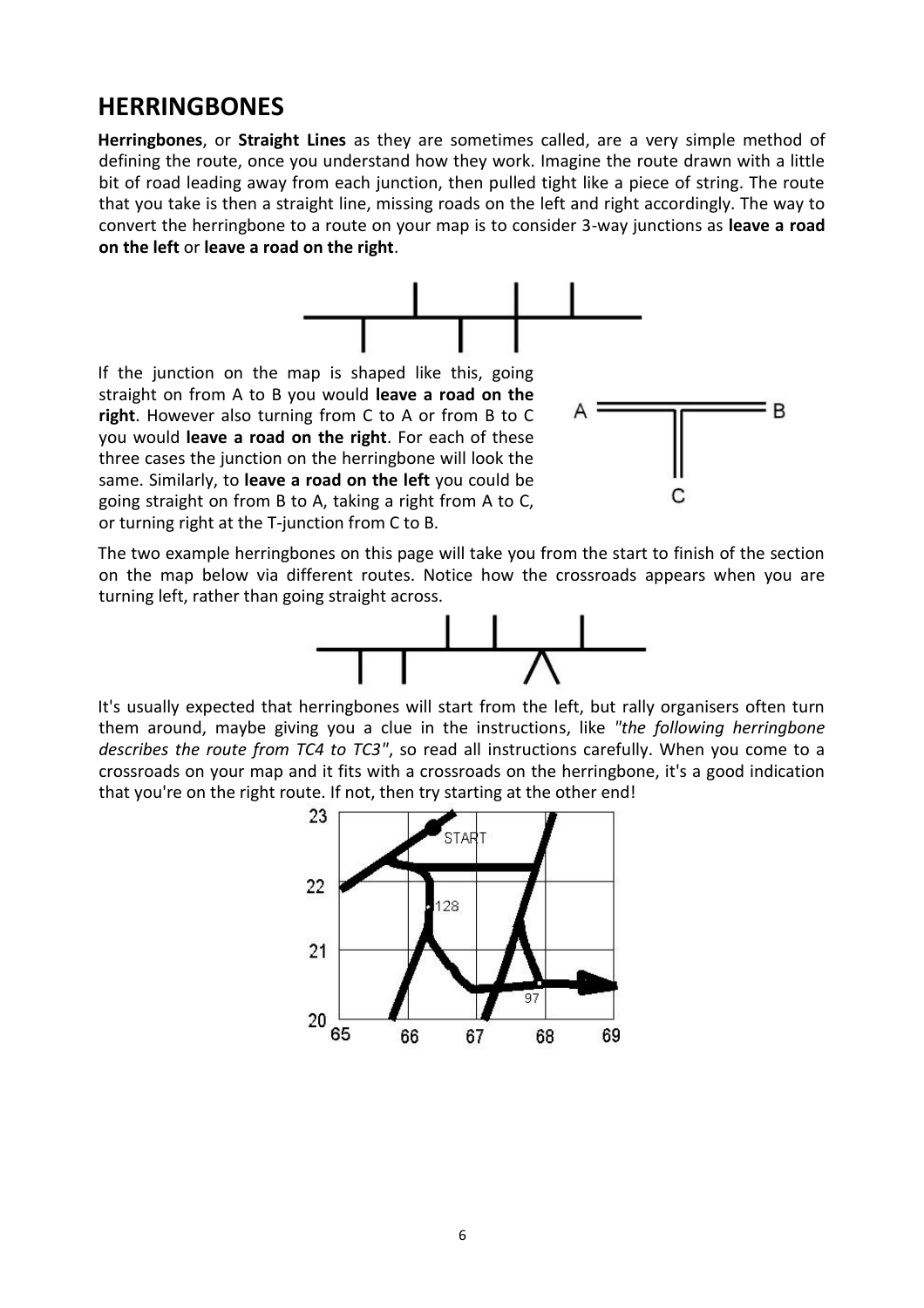## HERRINGBONES

**Herringbones**, or **Straight Lines** as they are sometimes called, are a very simple method of defining the route, once you understand how they work. Imagine the route drawn with a little bit of road leading away from each junction, then pulled tight like a piece of string. The route that you take is then a straight line, missing roads on the left and right accordingly. The way to convert the herringbone to a route on your map is to consider 3-way junctions as **leave a road on the left** or **leave a road on the right**.

If the junction on the map is shaped like this, going straight on from A to B you would **leave a road on the right**. However also turning from C to A or from B to C you would **leave a road on the right**. For each of these three cases the junction on the herringbone will look the same. Similarly, to **leave a road on the left** you could be going straight on from B to A, taking a right from A to C, or turning right at the T-junction from C to B.

The two example herringbones on this page will take you from the start to finish of the section on the map below via different routes. Notice how the crossroads appears when you are turning left, rather than going straight across.

It's usually expected that herringbones will start from the left, but rally organisers often turn them around, maybe giving you a clue in the instructions, like *"the following herringbone describes the route from TC4 to TC3"*, so read all instructions carefully. When you come to a crossroads on your map and it fits with a crossroads on the herringbone, it's a good indication that you're on the right route. If not, then try starting at the other end!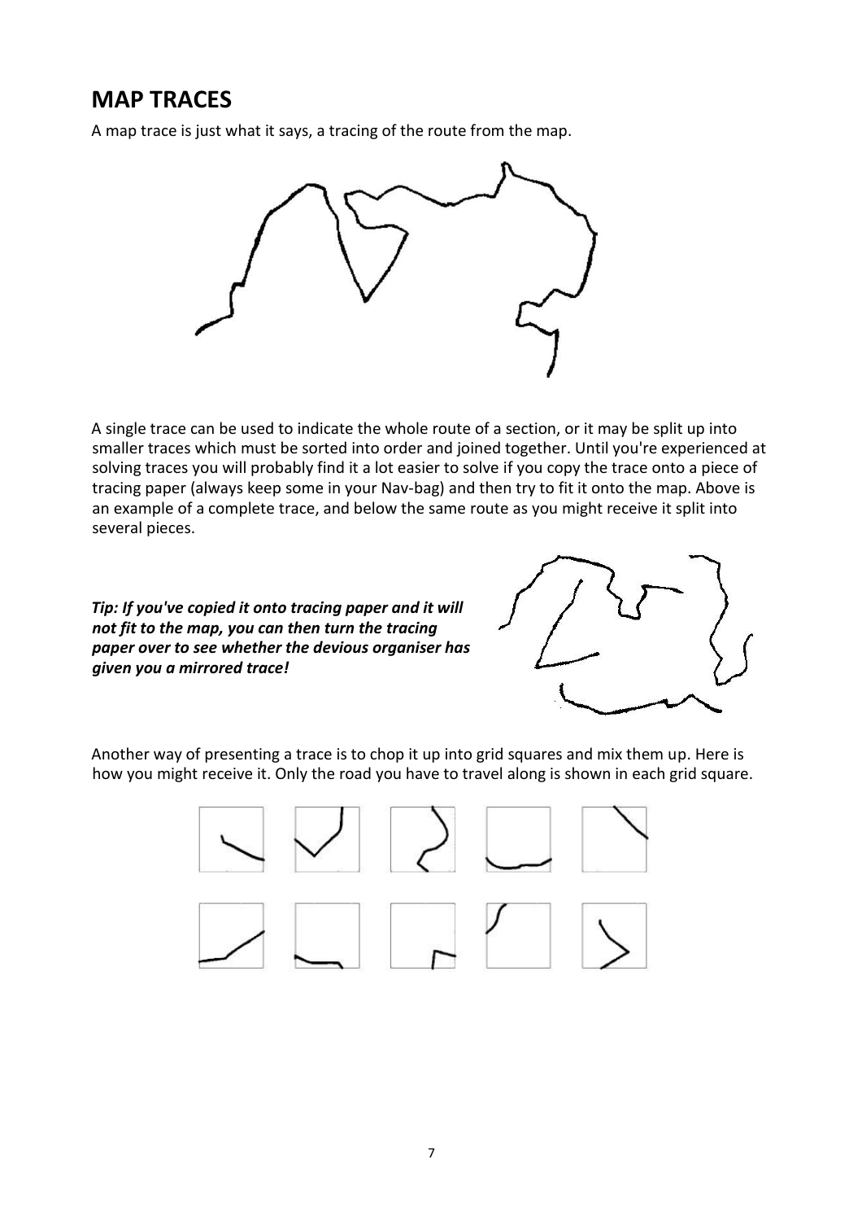## MAP TRACES

A map trace is just what it says, a tracing of the route from the map.

A single trace can be used to indicate the whole route of a section, or it may be split up into smaller traces which must be sorted into order and joined together. Until you're experienced at solving traces you will probably find it a lot easier to solve if you copy the trace onto a piece of tracing paper (always keep some in your Nav-bag) and then try to fit it onto the map. Above is an example of a complete trace, and below the same route as you might receive it split into several pieces.

***Tip: If you've copied it onto tracing paper and it will not fit to the map, you can then turn the tracing paper over to see whether the devious organiser has given you a mirrored trace!***

Another way of presenting a trace is to chop it up into grid squares and mix them up. Here is how you might receive it. Only the road you have to travel along is shown in each grid square.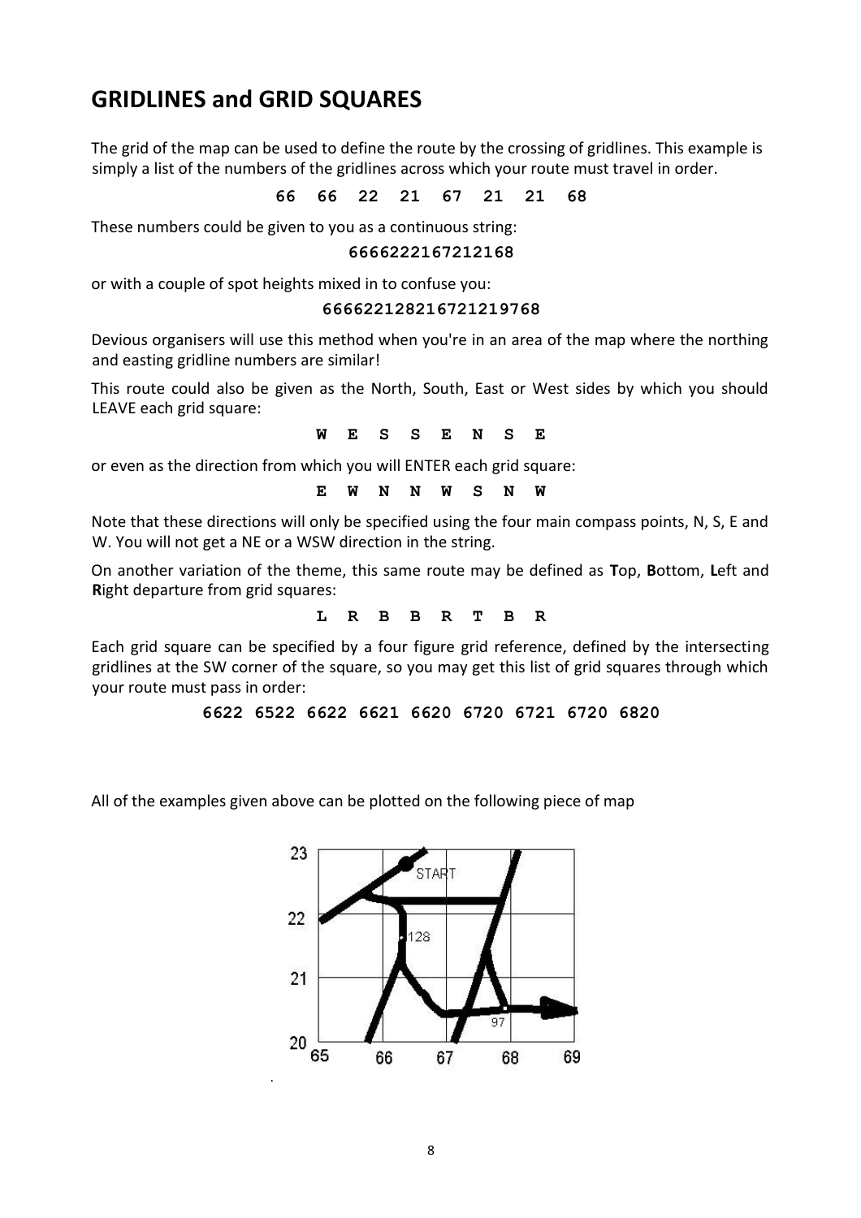## GRIDLINES and GRID SQUARES

The grid of the map can be used to define the route by the crossing of gridlines. This example is simply a list of the numbers of the gridlines across which your route must travel in order.

**66 66 22 21 67 21 21 68**

These numbers could be given to you as a continuous string:

**6666222167212168**

or with a couple of spot heights mixed in to confuse you:

**666622128216721219768**

Devious organisers will use this method when you're in an area of the map where the northing and easting gridline numbers are similar!

This route could also be given as the North, South, East or West sides by which you should LEAVE each grid square:

**W E S S E N S E**

or even as the direction from which you will ENTER each grid square:

**E W N N W S N W**

Note that these directions will only be specified using the four main compass points, N, S, E and W. You will not get a NE or a WSW direction in the string.

On another variation of the theme, this same route may be defined as **T**op, **B**ottom, **L**eft and **R**ight departure from grid squares:

**L R B B R T B R**

Each grid square can be specified by a four figure grid reference, defined by the intersecting gridlines at the SW corner of the square, so you may get this list of grid squares through which your route must pass in order:

**6622 6522 6622 6621 6620 6720 6721 6720 6820**

All of the examples given above can be plotted on the following piece of map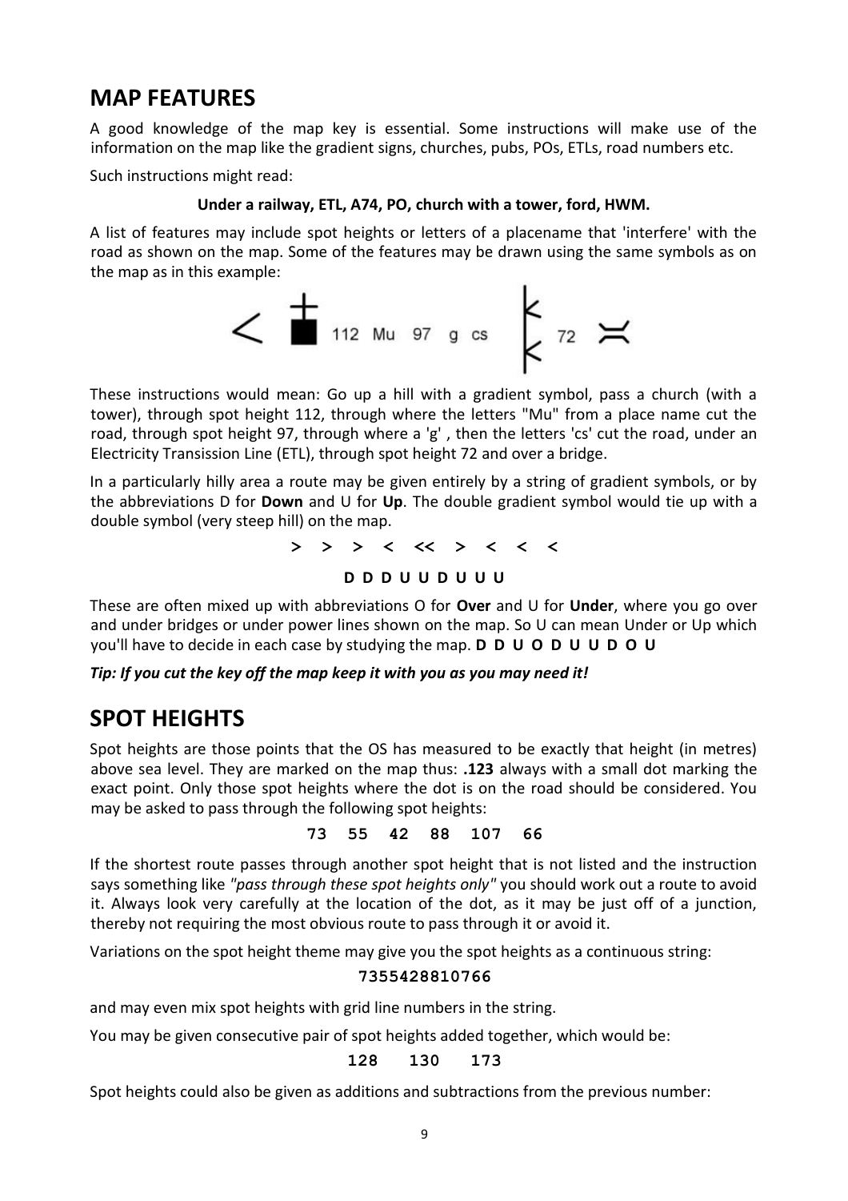## MAP FEATURES

A good knowledge of the map key is essential. Some instructions will make use of the information on the map like the gradient signs, churches, pubs, POs, ETLs, road numbers etc.

Such instructions might read:

**Under a railway, ETL, A74, PO, church with a tower, ford, HWM.**

A list of features may include spot heights or letters of a placename that 'interfere' with the road as shown on the map. Some of the features may be drawn using the same symbols as on the map as in this example:

< ┼■ 112 Mu 97 g cs ⋜ 72 ⌤

These instructions would mean: Go up a hill with a gradient symbol, pass a church (with a tower), through spot height 112, through where the letters "Mu" from a place name cut the road, through spot height 97, through where a 'g' , then the letters 'cs' cut the road, under an Electricity Transission Line (ETL), through spot height 72 and over a bridge.

In a particularly hilly area a route may be given entirely by a string of gradient symbols, or by the abbreviations D for **Down** and U for **Up**. The double gradient symbol would tie up with a double symbol (very steep hill) on the map.

**> > > < << > < < <**

**D D D U U D U U U**

These are often mixed up with abbreviations O for **Over** and U for **Under**, where you go over and under bridges or under power lines shown on the map. So U can mean Under or Up which you'll have to decide in each case by studying the map. **D D U O D U U D O U**

***Tip: If you cut the key off the map keep it with you as you may need it!***

## SPOT HEIGHTS

Spot heights are those points that the OS has measured to be exactly that height (in metres) above sea level. They are marked on the map thus: **.123** always with a small dot marking the exact point. Only those spot heights where the dot is on the road should be considered. You may be asked to pass through the following spot heights:

**73 55 42 88 107 66**

If the shortest route passes through another spot height that is not listed and the instruction says something like *"pass through these spot heights only"* you should work out a route to avoid it. Always look very carefully at the location of the dot, as it may be just off of a junction, thereby not requiring the most obvious route to pass through it or avoid it.

Variations on the spot height theme may give you the spot heights as a continuous string:

**7355428810766**

and may even mix spot heights with grid line numbers in the string.

You may be given consecutive pair of spot heights added together, which would be:

**128 130 173**

Spot heights could also be given as additions and subtractions from the previous number: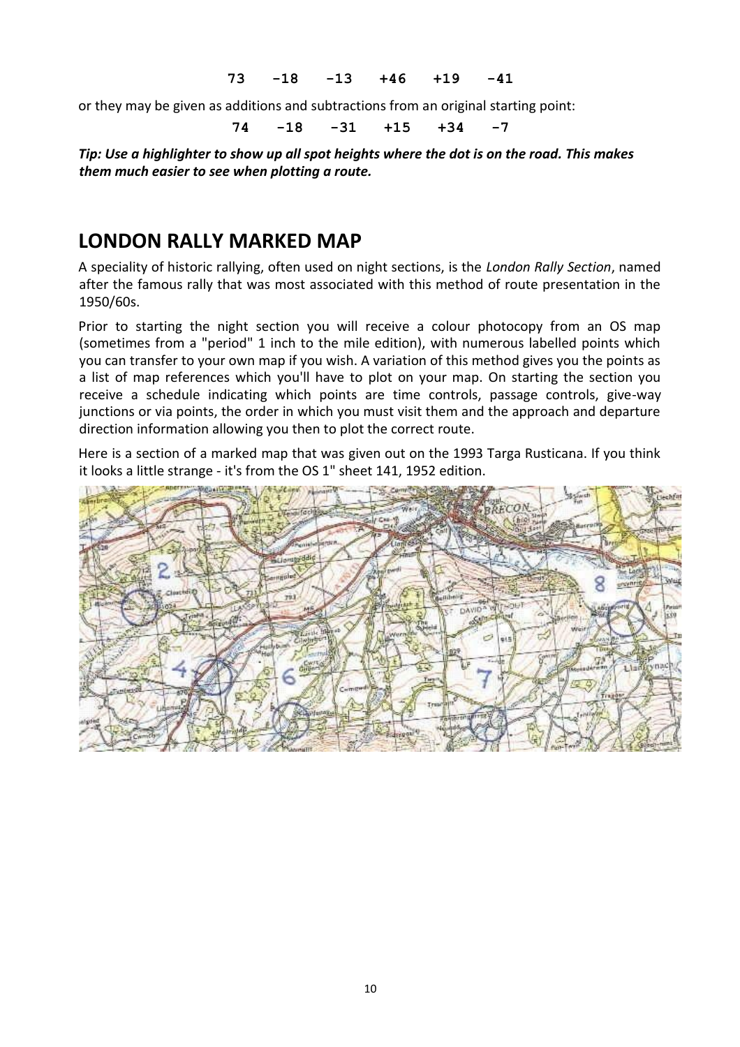```
73    -18    -13    +46    +19    -41
```

or they may be given as additions and subtractions from an original starting point:

```
74    -18    -31    +15    +34    -7
```

***Tip: Use a highlighter to show up all spot heights where the dot is on the road. This makes them much easier to see when plotting a route.***

## LONDON RALLY MARKED MAP

A speciality of historic rallying, often used on night sections, is the *London Rally Section*, named after the famous rally that was most associated with this method of route presentation in the 1950/60s.

Prior to starting the night section you will receive a colour photocopy from an OS map (sometimes from a "period" 1 inch to the mile edition), with numerous labelled points which you can transfer to your own map if you wish. A variation of this method gives you the points as a list of map references which you'll have to plot on your map. On starting the section you receive a schedule indicating which points are time controls, passage controls, give-way junctions or via points, the order in which you must visit them and the approach and departure direction information allowing you then to plot the correct route.

Here is a section of a marked map that was given out on the 1993 Targa Rusticana. If you think it looks a little strange - it's from the OS 1" sheet 141, 1952 edition.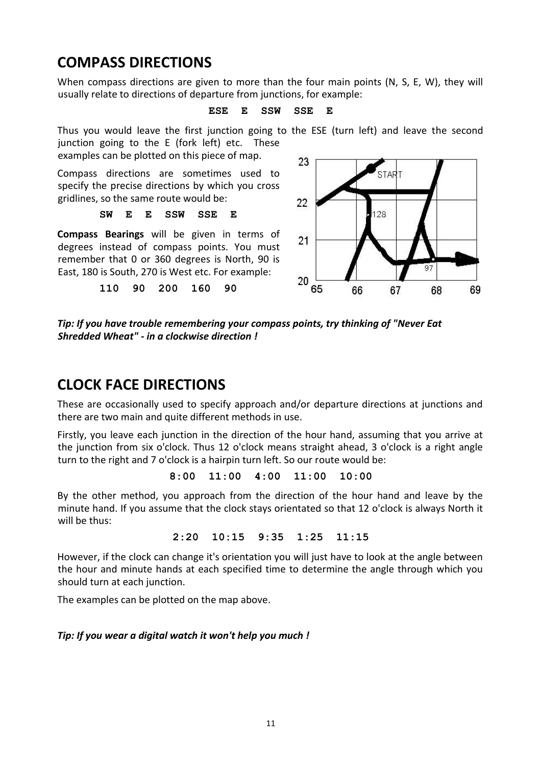## COMPASS DIRECTIONS

When compass directions are given to more than the four main points (N, S, E, W), they will usually relate to directions of departure from junctions, for example:

```
ESE  E  SSW  SSE  E
```

Thus you would leave the first junction going to the ESE (turn left) and leave the second junction going to the E (fork left) etc. These examples can be plotted on this piece of map.

Compass directions are sometimes used to specify the precise directions by which you cross gridlines, so the same route would be:

```
SW  E  E  SSW  SSE  E
```

**Compass Bearings** will be given in terms of degrees instead of compass points. You must remember that 0 or 360 degrees is North, 90 is East, 180 is South, 270 is West etc. For example:

```
110  90  200  160  90
```

***Tip: If you have trouble remembering your compass points, try thinking of "Never Eat Shredded Wheat" - in a clockwise direction !***

## CLOCK FACE DIRECTIONS

These are occasionally used to specify approach and/or departure directions at junctions and there are two main and quite different methods in use.

Firstly, you leave each junction in the direction of the hour hand, assuming that you arrive at the junction from six o'clock. Thus 12 o'clock means straight ahead, 3 o'clock is a right angle turn to the right and 7 o'clock is a hairpin turn left. So our route would be:

```
8:00  11:00  4:00  11:00  10:00
```

By the other method, you approach from the direction of the hour hand and leave by the minute hand. If you assume that the clock stays orientated so that 12 o'clock is always North it will be thus:

```
2:20  10:15  9:35  1:25  11:15
```

However, if the clock can change it's orientation you will just have to look at the angle between the hour and minute hands at each specified time to determine the angle through which you should turn at each junction.

The examples can be plotted on the map above.

***Tip: If you wear a digital watch it won't help you much !***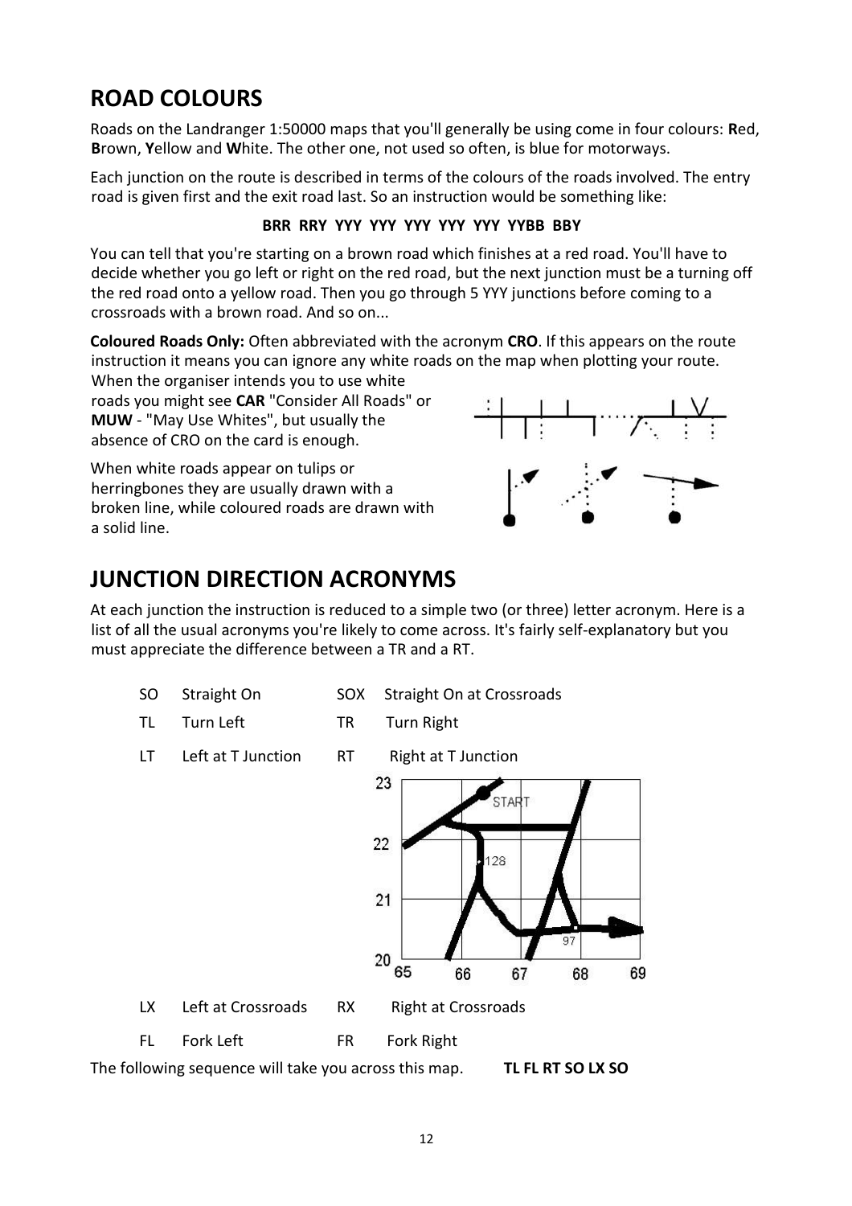## ROAD COLOURS

Roads on the Landranger 1:50000 maps that you'll generally be using come in four colours: **R**ed, **B**rown, **Y**ellow and **W**hite. The other one, not used so often, is blue for motorways.

Each junction on the route is described in terms of the colours of the roads involved. The entry road is given first and the exit road last. So an instruction would be something like:

**BRR RRY YYY YYY YYY YYY YYY YYBB BBY**

You can tell that you're starting on a brown road which finishes at a red road. You'll have to decide whether you go left or right on the red road, but the next junction must be a turning off the red road onto a yellow road. Then you go through 5 YYY junctions before coming to a crossroads with a brown road. And so on...

**Coloured Roads Only:** Often abbreviated with the acronym **CRO**. If this appears on the route instruction it means you can ignore any white roads on the map when plotting your route.

When the organiser intends you to use white roads you might see **CAR** "Consider All Roads" or **MUW** - "May Use Whites", but usually the absence of CRO on the card is enough.

When white roads appear on tulips or herringbones they are usually drawn with a broken line, while coloured roads are drawn with a solid line.

## JUNCTION DIRECTION ACRONYMS

At each junction the instruction is reduced to a simple two (or three) letter acronym. Here is a list of all the usual acronyms you're likely to come across. It's fairly self-explanatory but you must appreciate the difference between a TR and a RT.

| | | | |
|---|---|---|---|
| SO | Straight On | SOX | Straight On at Crossroads |
| TL | Turn Left | TR | Turn Right |
| LT | Left at T Junction | RT | Right at T Junction |

23
START
22
128
21
97
20
65 66 67 68 69

| | | | |
|---|---|---|---|
| LX | Left at Crossroads | RX | Right at Crossroads |
| FL | Fork Left | FR | Fork Right |

The following sequence will take you across this map. **TL FL RT SO LX SO**